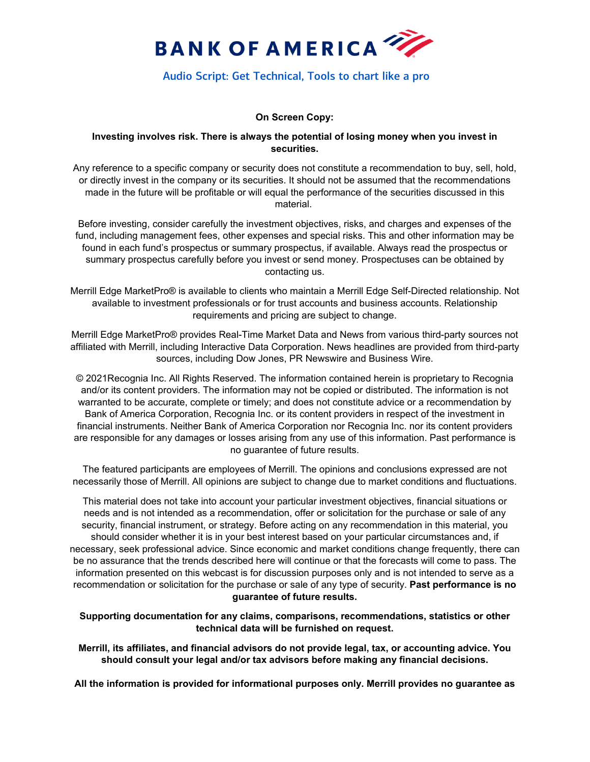# BANK OF AMERICA

## Audio Script: Get Technical, Tools to chart like a pro

**On Screen Copy:**

**Investing involves risk. There is always the potential of losing money when you invest in securities.**

Any reference to a specific company or security does not constitute a recommendation to buy, sell, hold, or directly invest in the company or its securities. It should not be assumed that the recommendations made in the future will be profitable or will equal the performance of the securities discussed in this material.

Before investing, consider carefully the investment objectives, risks, and charges and expenses of the fund, including management fees, other expenses and special risks. This and other information may be found in each fund's prospectus or summary prospectus, if available. Always read the prospectus or summary prospectus carefully before you invest or send money. Prospectuses can be obtained by contacting us.

Merrill Edge MarketPro® is available to clients who maintain a Merrill Edge Self-Directed relationship. Not available to investment professionals or for trust accounts and business accounts. Relationship requirements and pricing are subject to change.

Merrill Edge MarketPro® provides Real-Time Market Data and News from various third-party sources not affiliated with Merrill, including Interactive Data Corporation. News headlines are provided from third-party sources, including Dow Jones, PR Newswire and Business Wire.

© 2021Recognia Inc. All Rights Reserved. The information contained herein is proprietary to Recognia and/or its content providers. The information may not be copied or distributed. The information is not warranted to be accurate, complete or timely; and does not constitute advice or a recommendation by Bank of America Corporation, Recognia Inc. or its content providers in respect of the investment in financial instruments. Neither Bank of America Corporation nor Recognia Inc. nor its content providers are responsible for any damages or losses arising from any use of this information. Past performance is no guarantee of future results.

The featured participants are employees of Merrill. The opinions and conclusions expressed are not necessarily those of Merrill. All opinions are subject to change due to market conditions and fluctuations.

This material does not take into account your particular investment objectives, financial situations or needs and is not intended as a recommendation, offer or solicitation for the purchase or sale of any security, financial instrument, or strategy. Before acting on any recommendation in this material, you should consider whether it is in your best interest based on your particular circumstances and, if necessary, seek professional advice. Since economic and market conditions change frequently, there can be no assurance that the trends described here will continue or that the forecasts will come to pass. The information presented on this webcast is for discussion purposes only and is not intended to serve as a recommendation or solicitation for the purchase or sale of any type of security. **Past performance is no guarantee of future results.**

**Supporting documentation for any claims, comparisons, recommendations, statistics or other technical data will be furnished on request.**

**Merrill, its affiliates, and financial advisors do not provide legal, tax, or accounting advice. You should consult your legal and/or tax advisors before making any financial decisions.**

**All the information is provided for informational purposes only. Merrill provides no guarantee as**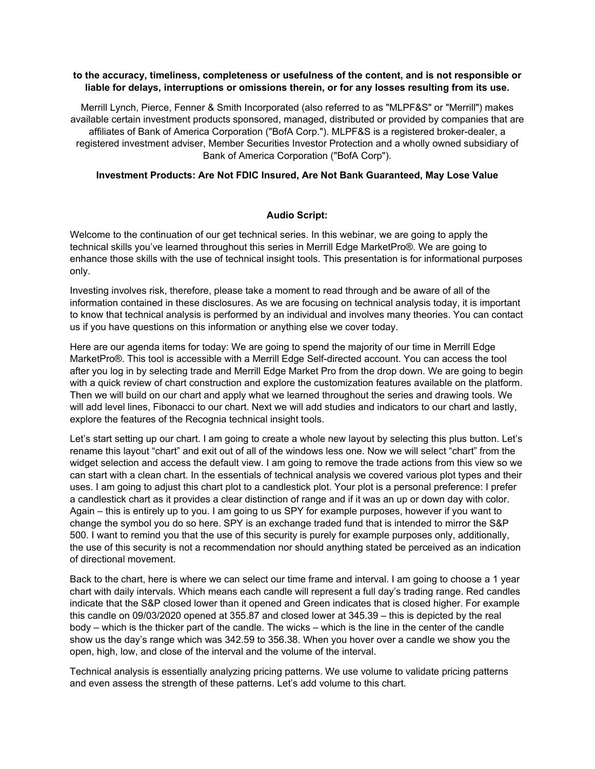**to the accuracy, timeliness, completeness or usefulness of the content, and is not responsible or liable for delays, interruptions or omissions therein, or for any losses resulting from its use.**

Merrill Lynch, Pierce, Fenner & Smith Incorporated (also referred to as "MLPF&S" or "Merrill") makes available certain investment products sponsored, managed, distributed or provided by companies that are affiliates of Bank of America Corporation ("BofA Corp."). MLPF&S is a registered broker-dealer, a registered investment adviser, Member Securities Investor Protection and a wholly owned subsidiary of Bank of America Corporation ("BofA Corp").

**Investment Products: Are Not FDIC Insured, Are Not Bank Guaranteed, May Lose Value**

**Audio Script:**

Welcome to the continuation of our get technical series. In this webinar, we are going to apply the technical skills you've learned throughout this series in Merrill Edge MarketPro®. We are going to enhance those skills with the use of technical insight tools. This presentation is for informational purposes only.

Investing involves risk, therefore, please take a moment to read through and be aware of all of the information contained in these disclosures. As we are focusing on technical analysis today, it is important to know that technical analysis is performed by an individual and involves many theories. You can contact us if you have questions on this information or anything else we cover today.

Here are our agenda items for today: We are going to spend the majority of our time in Merrill Edge MarketPro®. This tool is accessible with a Merrill Edge Self-directed account. You can access the tool after you log in by selecting trade and Merrill Edge Market Pro from the drop down. We are going to begin with a quick review of chart construction and explore the customization features available on the platform. Then we will build on our chart and apply what we learned throughout the series and drawing tools. We will add level lines, Fibonacci to our chart. Next we will add studies and indicators to our chart and lastly, explore the features of the Recognia technical insight tools.

Let's start setting up our chart. I am going to create a whole new layout by selecting this plus button. Let's rename this layout "chart" and exit out of all of the windows less one. Now we will select "chart" from the widget selection and access the default view. I am going to remove the trade actions from this view so we can start with a clean chart. In the essentials of technical analysis we covered various plot types and their uses. I am going to adjust this chart plot to a candlestick plot. Your plot is a personal preference: I prefer a candlestick chart as it provides a clear distinction of range and if it was an up or down day with color. Again – this is entirely up to you. I am going to us SPY for example purposes, however if you want to change the symbol you do so here. SPY is an exchange traded fund that is intended to mirror the S&P 500. I want to remind you that the use of this security is purely for example purposes only, additionally, the use of this security is not a recommendation nor should anything stated be perceived as an indication of directional movement.

Back to the chart, here is where we can select our time frame and interval. I am going to choose a 1 year chart with daily intervals. Which means each candle will represent a full day's trading range. Red candles indicate that the S&P closed lower than it opened and Green indicates that is closed higher. For example this candle on 09/03/2020 opened at 355.87 and closed lower at 345.39 – this is depicted by the real body – which is the thicker part of the candle. The wicks – which is the line in the center of the candle show us the day's range which was 342.59 to 356.38. When you hover over a candle we show you the open, high, low, and close of the interval and the volume of the interval.

Technical analysis is essentially analyzing pricing patterns. We use volume to validate pricing patterns and even assess the strength of these patterns. Let's add volume to this chart.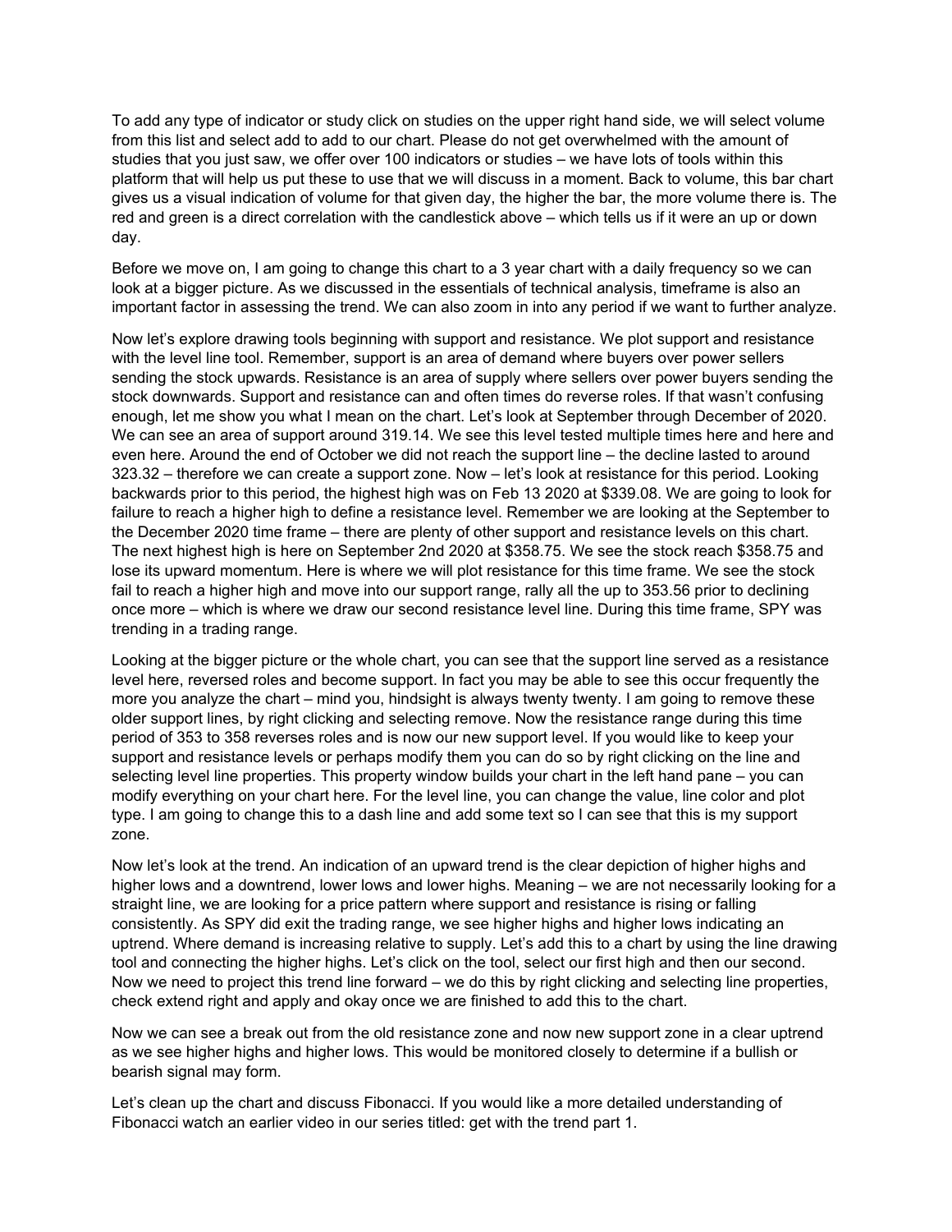To add any type of indicator or study click on studies on the upper right hand side, we will select volume from this list and select add to add to our chart. Please do not get overwhelmed with the amount of studies that you just saw, we offer over 100 indicators or studies – we have lots of tools within this platform that will help us put these to use that we will discuss in a moment. Back to volume, this bar chart gives us a visual indication of volume for that given day, the higher the bar, the more volume there is. The red and green is a direct correlation with the candlestick above – which tells us if it were an up or down day.

Before we move on, I am going to change this chart to a 3 year chart with a daily frequency so we can look at a bigger picture. As we discussed in the essentials of technical analysis, timeframe is also an important factor in assessing the trend. We can also zoom in into any period if we want to further analyze.

Now let's explore drawing tools beginning with support and resistance. We plot support and resistance with the level line tool. Remember, support is an area of demand where buyers over power sellers sending the stock upwards. Resistance is an area of supply where sellers over power buyers sending the stock downwards. Support and resistance can and often times do reverse roles. If that wasn't confusing enough, let me show you what I mean on the chart. Let's look at September through December of 2020. We can see an area of support around 319.14. We see this level tested multiple times here and here and even here. Around the end of October we did not reach the support line – the decline lasted to around 323.32 – therefore we can create a support zone. Now – let's look at resistance for this period. Looking backwards prior to this period, the highest high was on Feb 13 2020 at $339.08. We are going to look for failure to reach a higher high to define a resistance level. Remember we are looking at the September to the December 2020 time frame – there are plenty of other support and resistance levels on this chart. The next highest high is here on September 2nd 2020 at $358.75. We see the stock reach $358.75 and lose its upward momentum. Here is where we will plot resistance for this time frame. We see the stock fail to reach a higher high and move into our support range, rally all the up to 353.56 prior to declining once more – which is where we draw our second resistance level line. During this time frame, SPY was trending in a trading range.

Looking at the bigger picture or the whole chart, you can see that the support line served as a resistance level here, reversed roles and become support. In fact you may be able to see this occur frequently the more you analyze the chart – mind you, hindsight is always twenty twenty. I am going to remove these older support lines, by right clicking and selecting remove. Now the resistance range during this time period of 353 to 358 reverses roles and is now our new support level. If you would like to keep your support and resistance levels or perhaps modify them you can do so by right clicking on the line and selecting level line properties. This property window builds your chart in the left hand pane – you can modify everything on your chart here. For the level line, you can change the value, line color and plot type. I am going to change this to a dash line and add some text so I can see that this is my support zone.

Now let's look at the trend. An indication of an upward trend is the clear depiction of higher highs and higher lows and a downtrend, lower lows and lower highs. Meaning – we are not necessarily looking for a straight line, we are looking for a price pattern where support and resistance is rising or falling consistently. As SPY did exit the trading range, we see higher highs and higher lows indicating an uptrend. Where demand is increasing relative to supply. Let's add this to a chart by using the line drawing tool and connecting the higher highs. Let's click on the tool, select our first high and then our second. Now we need to project this trend line forward – we do this by right clicking and selecting line properties, check extend right and apply and okay once we are finished to add this to the chart.

Now we can see a break out from the old resistance zone and now new support zone in a clear uptrend as we see higher highs and higher lows. This would be monitored closely to determine if a bullish or bearish signal may form.

Let's clean up the chart and discuss Fibonacci. If you would like a more detailed understanding of Fibonacci watch an earlier video in our series titled: get with the trend part 1.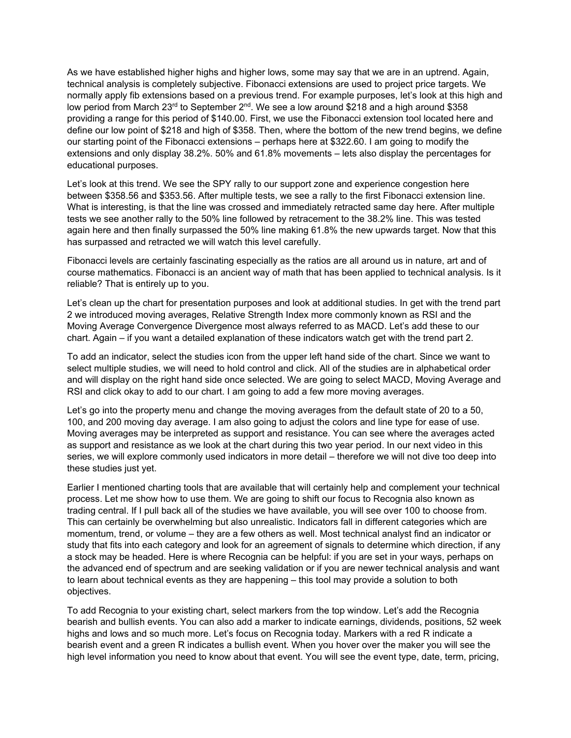As we have established higher highs and higher lows, some may say that we are in an uptrend. Again, technical analysis is completely subjective. Fibonacci extensions are used to project price targets. We normally apply fib extensions based on a previous trend. For example purposes, let's look at this high and low period from March 23rd to September 2nd. We see a low around $218 and a high around $358 providing a range for this period of $140.00. First, we use the Fibonacci extension tool located here and define our low point of $218 and high of $358. Then, where the bottom of the new trend begins, we define our starting point of the Fibonacci extensions – perhaps here at $322.60. I am going to modify the extensions and only display 38.2%. 50% and 61.8% movements – lets also display the percentages for educational purposes.

Let's look at this trend. We see the SPY rally to our support zone and experience congestion here between $358.56 and $353.56. After multiple tests, we see a rally to the first Fibonacci extension line. What is interesting, is that the line was crossed and immediately retracted same day here. After multiple tests we see another rally to the 50% line followed by retracement to the 38.2% line. This was tested again here and then finally surpassed the 50% line making 61.8% the new upwards target. Now that this has surpassed and retracted we will watch this level carefully.

Fibonacci levels are certainly fascinating especially as the ratios are all around us in nature, art and of course mathematics. Fibonacci is an ancient way of math that has been applied to technical analysis. Is it reliable? That is entirely up to you.

Let's clean up the chart for presentation purposes and look at additional studies. In get with the trend part 2 we introduced moving averages, Relative Strength Index more commonly known as RSI and the Moving Average Convergence Divergence most always referred to as MACD. Let's add these to our chart. Again – if you want a detailed explanation of these indicators watch get with the trend part 2.

To add an indicator, select the studies icon from the upper left hand side of the chart. Since we want to select multiple studies, we will need to hold control and click. All of the studies are in alphabetical order and will display on the right hand side once selected. We are going to select MACD, Moving Average and RSI and click okay to add to our chart. I am going to add a few more moving averages.

Let's go into the property menu and change the moving averages from the default state of 20 to a 50, 100, and 200 moving day average. I am also going to adjust the colors and line type for ease of use. Moving averages may be interpreted as support and resistance. You can see where the averages acted as support and resistance as we look at the chart during this two year period. In our next video in this series, we will explore commonly used indicators in more detail – therefore we will not dive too deep into these studies just yet.

Earlier I mentioned charting tools that are available that will certainly help and complement your technical process. Let me show how to use them. We are going to shift our focus to Recognia also known as trading central. If I pull back all of the studies we have available, you will see over 100 to choose from. This can certainly be overwhelming but also unrealistic. Indicators fall in different categories which are momentum, trend, or volume – they are a few others as well. Most technical analyst find an indicator or study that fits into each category and look for an agreement of signals to determine which direction, if any a stock may be headed. Here is where Recognia can be helpful: if you are set in your ways, perhaps on the advanced end of spectrum and are seeking validation or if you are newer technical analysis and want to learn about technical events as they are happening – this tool may provide a solution to both objectives.

To add Recognia to your existing chart, select markers from the top window. Let's add the Recognia bearish and bullish events. You can also add a marker to indicate earnings, dividends, positions, 52 week highs and lows and so much more. Let's focus on Recognia today. Markers with a red R indicate a bearish event and a green R indicates a bullish event. When you hover over the maker you will see the high level information you need to know about that event. You will see the event type, date, term, pricing,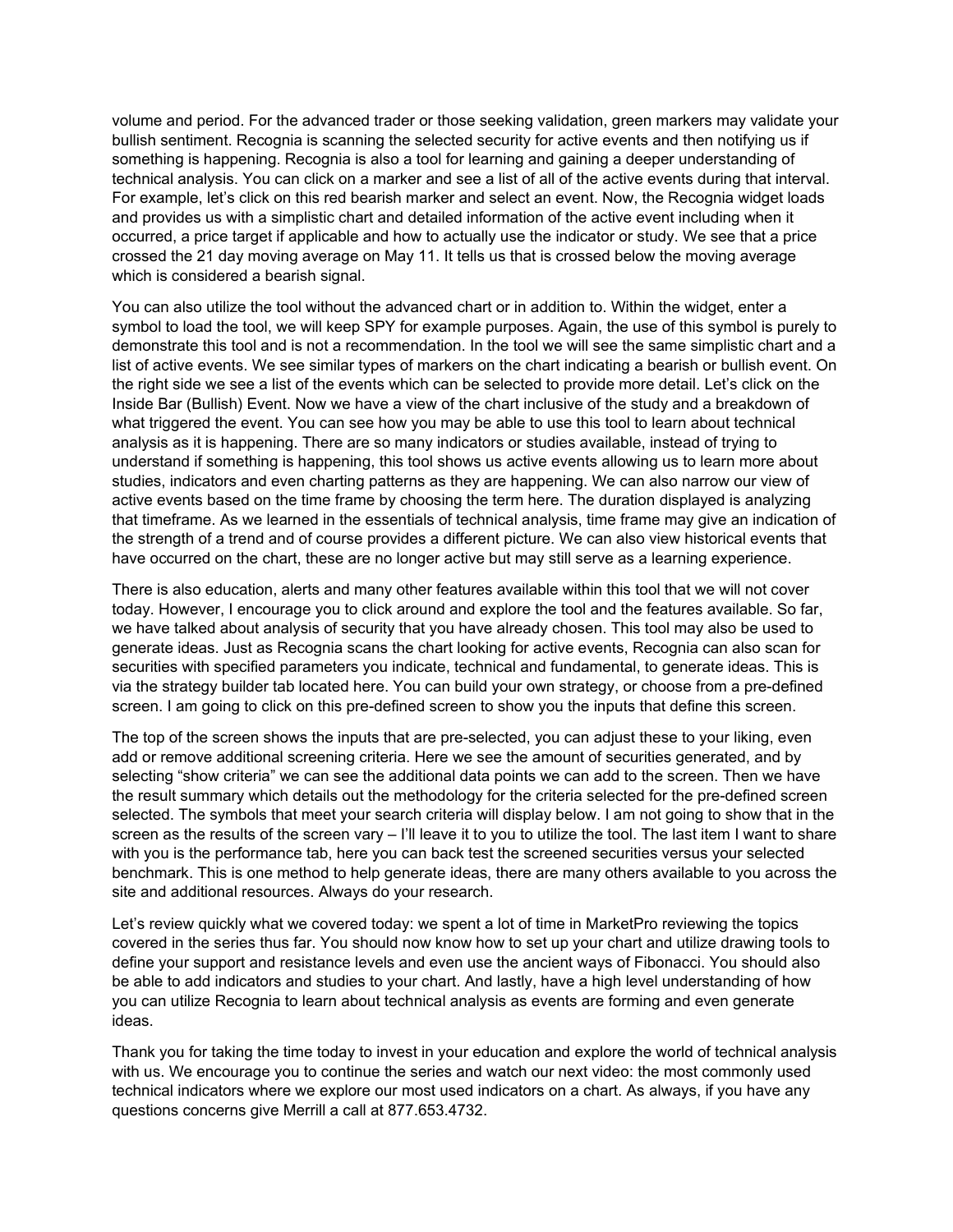volume and period. For the advanced trader or those seeking validation, green markers may validate your bullish sentiment. Recognia is scanning the selected security for active events and then notifying us if something is happening. Recognia is also a tool for learning and gaining a deeper understanding of technical analysis. You can click on a marker and see a list of all of the active events during that interval. For example, let's click on this red bearish marker and select an event. Now, the Recognia widget loads and provides us with a simplistic chart and detailed information of the active event including when it occurred, a price target if applicable and how to actually use the indicator or study. We see that a price crossed the 21 day moving average on May 11. It tells us that is crossed below the moving average which is considered a bearish signal.

You can also utilize the tool without the advanced chart or in addition to. Within the widget, enter a symbol to load the tool, we will keep SPY for example purposes. Again, the use of this symbol is purely to demonstrate this tool and is not a recommendation. In the tool we will see the same simplistic chart and a list of active events. We see similar types of markers on the chart indicating a bearish or bullish event. On the right side we see a list of the events which can be selected to provide more detail. Let's click on the Inside Bar (Bullish) Event. Now we have a view of the chart inclusive of the study and a breakdown of what triggered the event. You can see how you may be able to use this tool to learn about technical analysis as it is happening. There are so many indicators or studies available, instead of trying to understand if something is happening, this tool shows us active events allowing us to learn more about studies, indicators and even charting patterns as they are happening. We can also narrow our view of active events based on the time frame by choosing the term here. The duration displayed is analyzing that timeframe. As we learned in the essentials of technical analysis, time frame may give an indication of the strength of a trend and of course provides a different picture. We can also view historical events that have occurred on the chart, these are no longer active but may still serve as a learning experience.

There is also education, alerts and many other features available within this tool that we will not cover today. However, I encourage you to click around and explore the tool and the features available. So far, we have talked about analysis of security that you have already chosen. This tool may also be used to generate ideas. Just as Recognia scans the chart looking for active events, Recognia can also scan for securities with specified parameters you indicate, technical and fundamental, to generate ideas. This is via the strategy builder tab located here. You can build your own strategy, or choose from a pre-defined screen. I am going to click on this pre-defined screen to show you the inputs that define this screen.

The top of the screen shows the inputs that are pre-selected, you can adjust these to your liking, even add or remove additional screening criteria. Here we see the amount of securities generated, and by selecting "show criteria" we can see the additional data points we can add to the screen. Then we have the result summary which details out the methodology for the criteria selected for the pre-defined screen selected. The symbols that meet your search criteria will display below. I am not going to show that in the screen as the results of the screen vary – I'll leave it to you to utilize the tool. The last item I want to share with you is the performance tab, here you can back test the screened securities versus your selected benchmark. This is one method to help generate ideas, there are many others available to you across the site and additional resources. Always do your research.

Let's review quickly what we covered today: we spent a lot of time in MarketPro reviewing the topics covered in the series thus far. You should now know how to set up your chart and utilize drawing tools to define your support and resistance levels and even use the ancient ways of Fibonacci. You should also be able to add indicators and studies to your chart. And lastly, have a high level understanding of how you can utilize Recognia to learn about technical analysis as events are forming and even generate ideas.

Thank you for taking the time today to invest in your education and explore the world of technical analysis with us. We encourage you to continue the series and watch our next video: the most commonly used technical indicators where we explore our most used indicators on a chart. As always, if you have any questions concerns give Merrill a call at 877.653.4732.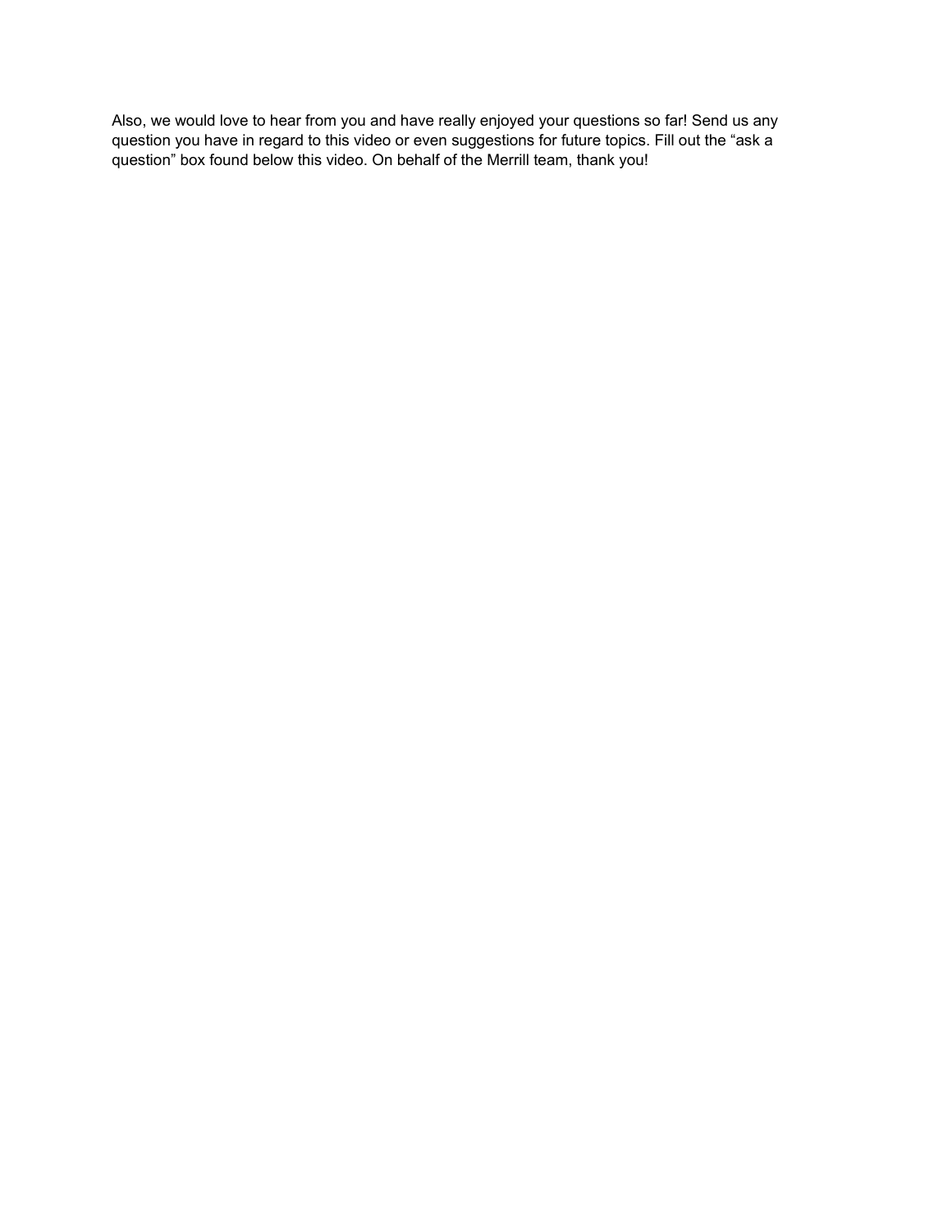Also, we would love to hear from you and have really enjoyed your questions so far! Send us any question you have in regard to this video or even suggestions for future topics. Fill out the “ask a question” box found below this video. On behalf of the Merrill team, thank you!